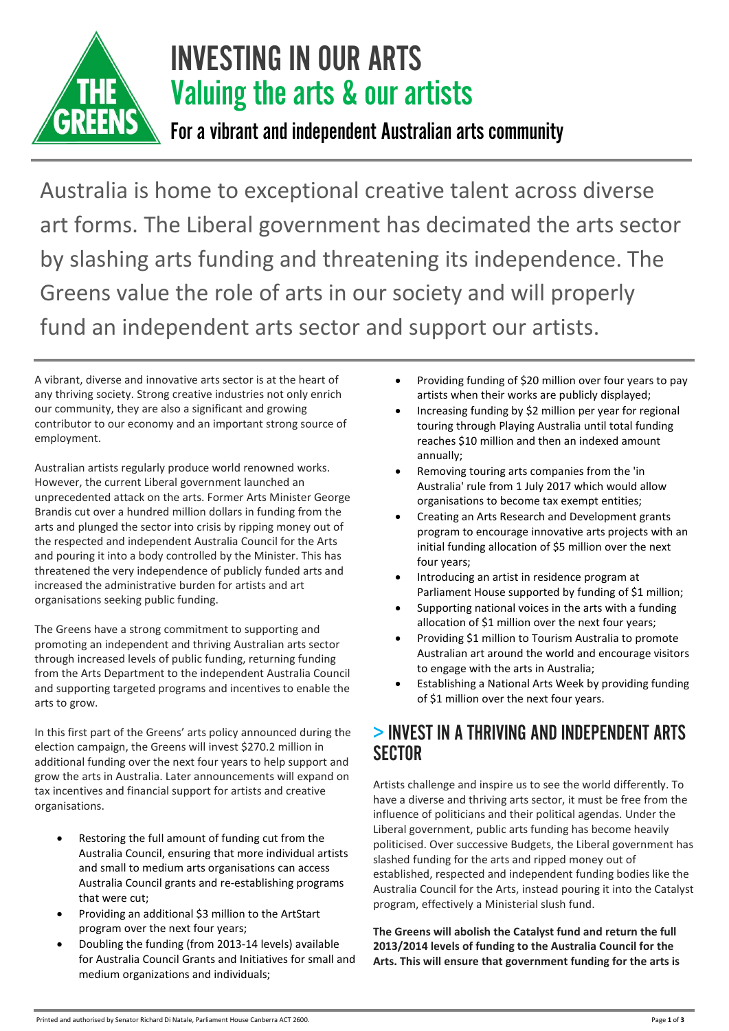# INVESTING IN OUR ARTS

## Valuing the arts & our artists

### For a vibrant and independent Australian arts community

Australia is home to exceptional creative talent across diverse art forms. The Liberal government has decimated the arts sector by slashing arts funding and threatening its independence. The Greens value the role of arts in our society and will properly fund an independent arts sector and support our artists.

A vibrant, diverse and innovative arts sector is at the heart of any thriving society. Strong creative industries not only enrich our community, they are also a significant and growing contributor to our economy and an important strong source of employment.

Australian artists regularly produce world renowned works. However, the current Liberal government launched an unprecedented attack on the arts. Former Arts Minister George Brandis cut over a hundred million dollars in funding from the arts and plunged the sector into crisis by ripping money out of the respected and independent Australia Council for the Arts and pouring it into a body controlled by the Minister. This has threatened the very independence of publicly funded arts and increased the administrative burden for artists and art organisations seeking public funding.

The Greens have a strong commitment to supporting and promoting an independent and thriving Australian arts sector through increased levels of public funding, returning funding from the Arts Department to the independent Australia Council and supporting targeted programs and incentives to enable the arts to grow.

In this first part of the Greens' arts policy announced during the election campaign, the Greens will invest $270.2 million in additional funding over the next four years to help support and grow the arts in Australia. Later announcements will expand on tax incentives and financial support for artists and creative organisations.

- Restoring the full amount of funding cut from the Australia Council, ensuring that more individual artists and small to medium arts organisations can access Australia Council grants and re-establishing programs that were cut;
- Providing an additional $3 million to the ArtStart program over the next four years;
- Doubling the funding (from 2013-14 levels) available for Australia Council Grants and Initiatives for small and medium organizations and individuals;
- Providing funding of $20 million over four years to pay artists when their works are publicly displayed;
- Increasing funding by $2 million per year for regional touring through Playing Australia until total funding reaches $10 million and then an indexed amount annually;
- Removing touring arts companies from the 'in Australia' rule from 1 July 2017 which would allow organisations to become tax exempt entities;
- Creating an Arts Research and Development grants program to encourage innovative arts projects with an initial funding allocation of $5 million over the next four years;
- Introducing an artist in residence program at Parliament House supported by funding of $1 million;
- Supporting national voices in the arts with a funding allocation of $1 million over the next four years;
- Providing $1 million to Tourism Australia to promote Australian art around the world and encourage visitors to engage with the arts in Australia;
- Establishing a National Arts Week by providing funding of $1 million over the next four years.

## > INVEST IN A THRIVING AND INDEPENDENT ARTS SECTOR

Artists challenge and inspire us to see the world differently. To have a diverse and thriving arts sector, it must be free from the influence of politicians and their political agendas. Under the Liberal government, public arts funding has become heavily politicised. Over successive Budgets, the Liberal government has slashed funding for the arts and ripped money out of established, respected and independent funding bodies like the Australia Council for the Arts, instead pouring it into the Catalyst program, effectively a Ministerial slush fund.

**The Greens will abolish the Catalyst fund and return the full 2013/2014 levels of funding to the Australia Council for the Arts. This will ensure that government funding for the arts is**

Printed and authorised by Senator Richard Di Natale, Parliament House Canberra ACT 2600.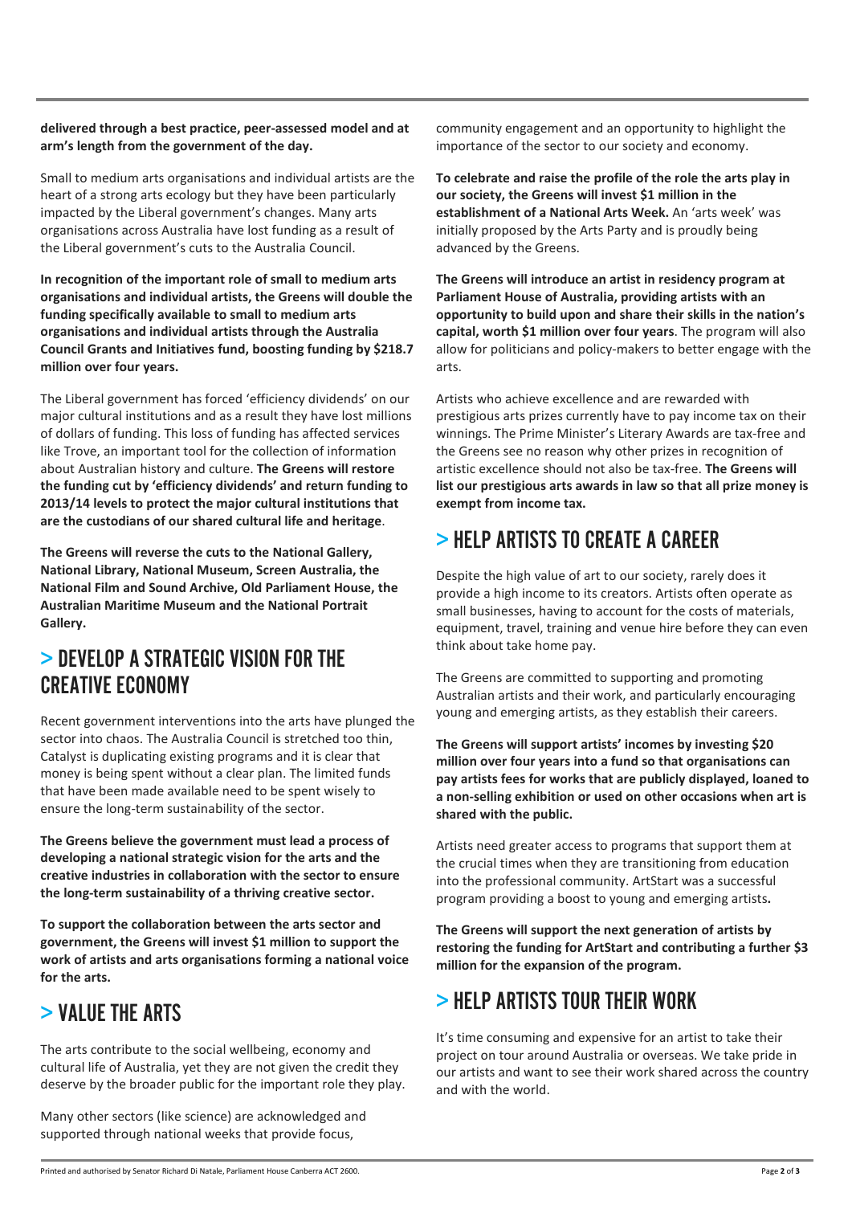**delivered through a best practice, peer-assessed model and at arm's length from the government of the day.**

Small to medium arts organisations and individual artists are the heart of a strong arts ecology but they have been particularly impacted by the Liberal government's changes. Many arts organisations across Australia have lost funding as a result of the Liberal government's cuts to the Australia Council.

**In recognition of the important role of small to medium arts organisations and individual artists, the Greens will double the funding specifically available to small to medium arts organisations and individual artists through the Australia Council Grants and Initiatives fund, boosting funding by $218.7 million over four years.**

The Liberal government has forced 'efficiency dividends' on our major cultural institutions and as a result they have lost millions of dollars of funding. This loss of funding has affected services like Trove, an important tool for the collection of information about Australian history and culture. **The Greens will restore the funding cut by 'efficiency dividends' and return funding to 2013/14 levels to protect the major cultural institutions that are the custodians of our shared cultural life and heritage**.

**The Greens will reverse the cuts to the National Gallery, National Library, National Museum, Screen Australia, the National Film and Sound Archive, Old Parliament House, the Australian Maritime Museum and the National Portrait Gallery.**

## > DEVELOP A STRATEGIC VISION FOR THE CREATIVE ECONOMY

Recent government interventions into the arts have plunged the sector into chaos. The Australia Council is stretched too thin, Catalyst is duplicating existing programs and it is clear that money is being spent without a clear plan. The limited funds that have been made available need to be spent wisely to ensure the long-term sustainability of the sector.

**The Greens believe the government must lead a process of developing a national strategic vision for the arts and the creative industries in collaboration with the sector to ensure the long-term sustainability of a thriving creative sector.**

**To support the collaboration between the arts sector and government, the Greens will invest $1 million to support the work of artists and arts organisations forming a national voice for the arts.**

## > VALUE THE ARTS

The arts contribute to the social wellbeing, economy and cultural life of Australia, yet they are not given the credit they deserve by the broader public for the important role they play.

Many other sectors (like science) are acknowledged and supported through national weeks that provide focus, community engagement and an opportunity to highlight the importance of the sector to our society and economy.

**To celebrate and raise the profile of the role the arts play in our society, the Greens will invest $1 million in the establishment of a National Arts Week.** An 'arts week' was initially proposed by the Arts Party and is proudly being advanced by the Greens.

**The Greens will introduce an artist in residency program at Parliament House of Australia, providing artists with an opportunity to build upon and share their skills in the nation's capital, worth $1 million over four years**. The program will also allow for politicians and policy-makers to better engage with the arts.

Artists who achieve excellence and are rewarded with prestigious arts prizes currently have to pay income tax on their winnings. The Prime Minister's Literary Awards are tax-free and the Greens see no reason why other prizes in recognition of artistic excellence should not also be tax-free. **The Greens will list our prestigious arts awards in law so that all prize money is exempt from income tax.**

## > HELP ARTISTS TO CREATE A CAREER

Despite the high value of art to our society, rarely does it provide a high income to its creators. Artists often operate as small businesses, having to account for the costs of materials, equipment, travel, training and venue hire before they can even think about take home pay.

The Greens are committed to supporting and promoting Australian artists and their work, and particularly encouraging young and emerging artists, as they establish their careers.

**The Greens will support artists' incomes by investing $20 million over four years into a fund so that organisations can pay artists fees for works that are publicly displayed, loaned to a non-selling exhibition or used on other occasions when art is shared with the public.**

Artists need greater access to programs that support them at the crucial times when they are transitioning from education into the professional community. ArtStart was a successful program providing a boost to young and emerging artists**.**

**The Greens will support the next generation of artists by restoring the funding for ArtStart and contributing a further $3 million for the expansion of the program.**

## > HELP ARTISTS TOUR THEIR WORK

It's time consuming and expensive for an artist to take their project on tour around Australia or overseas. We take pride in our artists and want to see their work shared across the country and with the world.

Printed and authorised by Senator Richard Di Natale, Parliament House Canberra ACT 2600.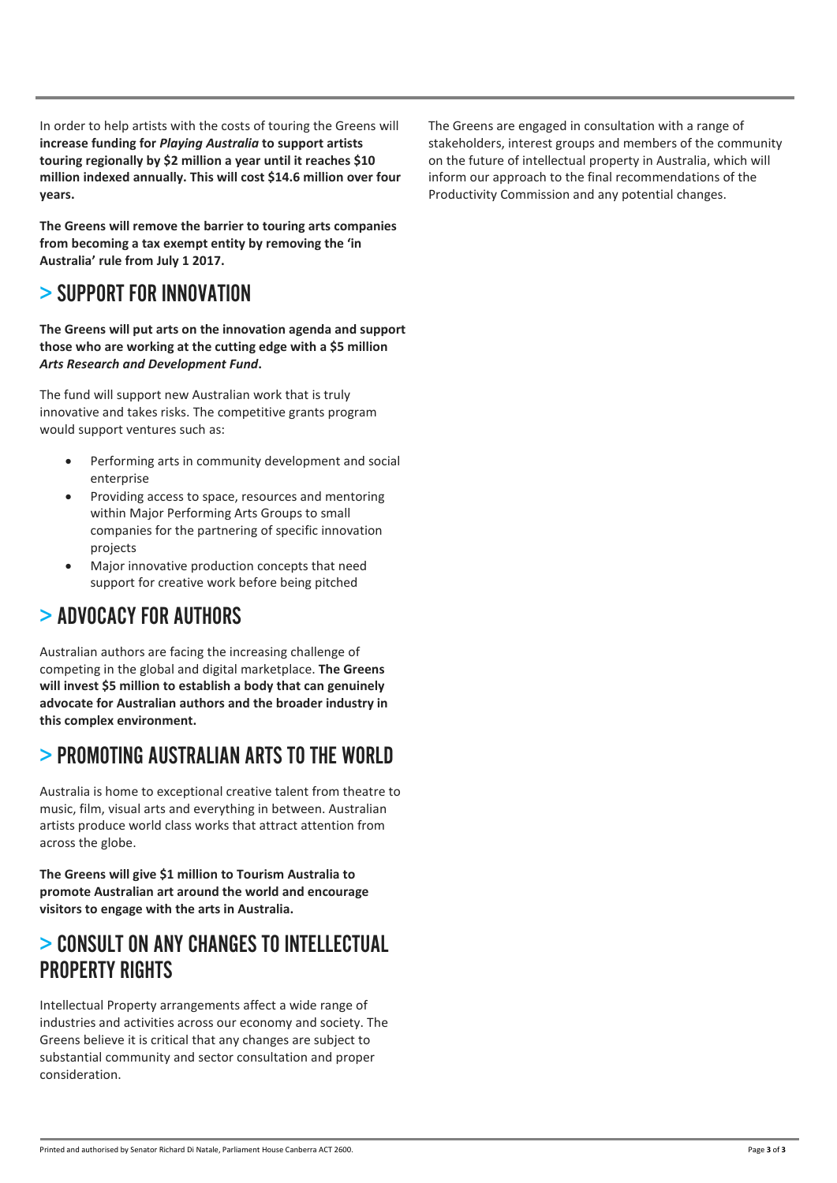In order to help artists with the costs of touring the Greens will **increase funding for *Playing Australia* to support artists touring regionally by $2 million a year until it reaches $10 million indexed annually. This will cost $14.6 million over four years.**

**The Greens will remove the barrier to touring arts companies from becoming a tax exempt entity by removing the 'in Australia' rule from July 1 2017.**

## > SUPPORT FOR INNOVATION

**The Greens will put arts on the innovation agenda and support those who are working at the cutting edge with a $5 million *Arts Research and Development Fund*.**

The fund will support new Australian work that is truly innovative and takes risks. The competitive grants program would support ventures such as:

- Performing arts in community development and social enterprise
- Providing access to space, resources and mentoring within Major Performing Arts Groups to small companies for the partnering of specific innovation projects
- Major innovative production concepts that need support for creative work before being pitched

## > ADVOCACY FOR AUTHORS

Australian authors are facing the increasing challenge of competing in the global and digital marketplace. **The Greens will invest $5 million to establish a body that can genuinely advocate for Australian authors and the broader industry in this complex environment.**

## > PROMOTING AUSTRALIAN ARTS TO THE WORLD

Australia is home to exceptional creative talent from theatre to music, film, visual arts and everything in between. Australian artists produce world class works that attract attention from across the globe.

**The Greens will give $1 million to Tourism Australia to promote Australian art around the world and encourage visitors to engage with the arts in Australia.**

## > CONSULT ON ANY CHANGES TO INTELLECTUAL PROPERTY RIGHTS

Intellectual Property arrangements affect a wide range of industries and activities across our economy and society. The Greens believe it is critical that any changes are subject to substantial community and sector consultation and proper consideration.

The Greens are engaged in consultation with a range of stakeholders, interest groups and members of the community on the future of intellectual property in Australia, which will inform our approach to the final recommendations of the Productivity Commission and any potential changes.

Printed and authorised by Senator Richard Di Natale, Parliament House Canberra ACT 2600.